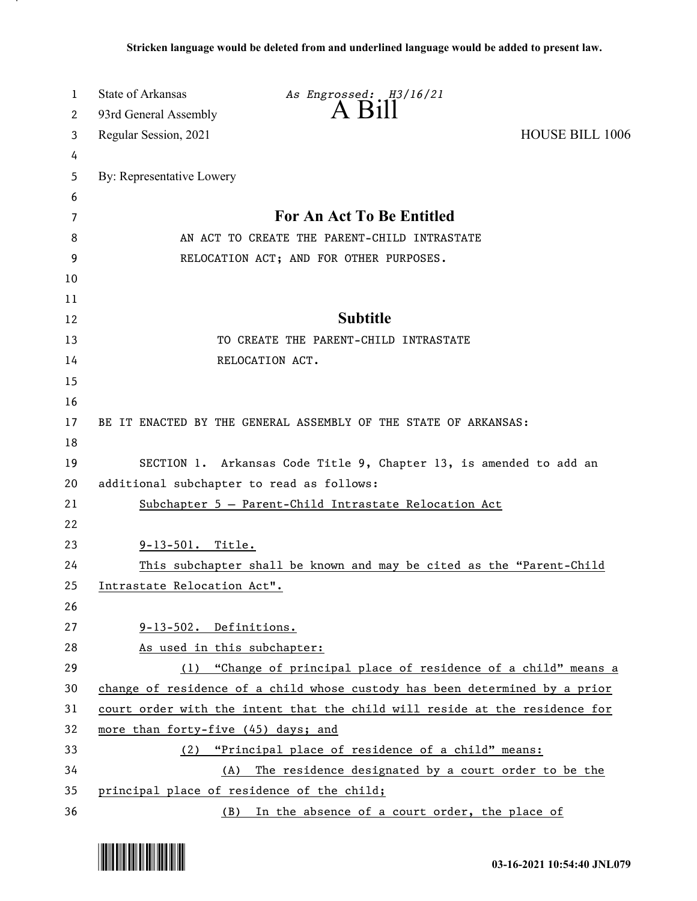Stricken language would be deleted from and underlined language would be added to present law.

State of Arkansas *As Engrossed: H3/16/21*
93rd General Assembly **A Bill**
Regular Session, 2021 HOUSE BILL 1006

By: Representative Lowery

## For An Act To Be Entitled

AN ACT TO CREATE THE PARENT-CHILD INTRASTATE RELOCATION ACT; AND FOR OTHER PURPOSES.

## Subtitle

TO CREATE THE PARENT-CHILD INTRASTATE RELOCATION ACT.

BE IT ENACTED BY THE GENERAL ASSEMBLY OF THE STATE OF ARKANSAS:

SECTION 1. Arkansas Code Title 9, Chapter 13, is amended to add an additional subchapter to read as follows:

Subchapter 5 — Parent-Child Intrastate Relocation Act

9-13-501. Title.

This subchapter shall be known and may be cited as the "Parent-Child Intrastate Relocation Act".

9-13-502. Definitions.

As used in this subchapter:

(1) "Change of principal place of residence of a child" means a change of residence of a child whose custody has been determined by a prior court order with the intent that the child will reside at the residence for more than forty-five (45) days; and

(2) "Principal place of residence of a child" means:

(A) The residence designated by a court order to be the principal place of residence of the child;

(B) In the absence of a court order, the place of

03-16-2021 10:54:40 JNL079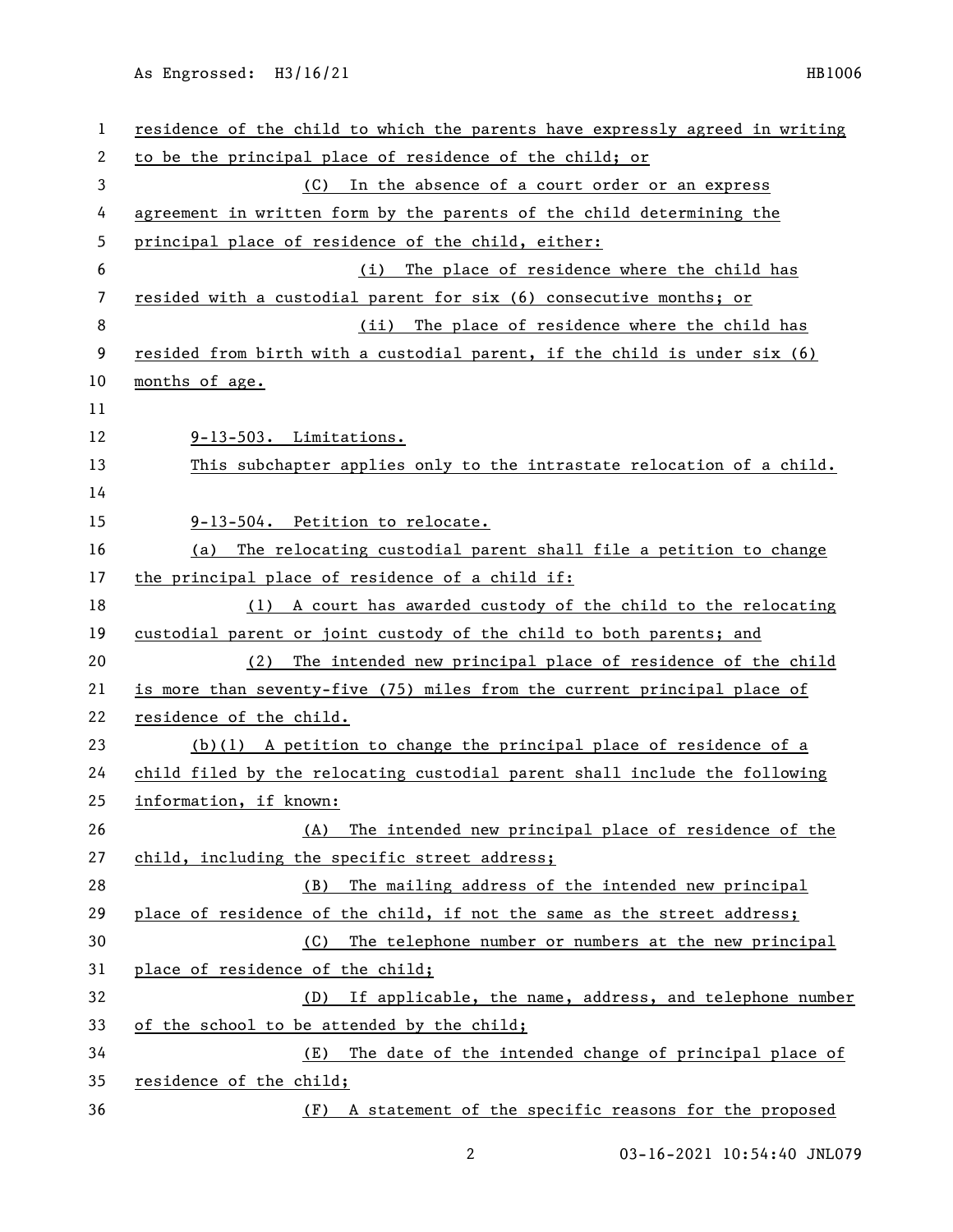residence of the child to which the parents have expressly agreed in writing to be the principal place of residence of the child; or

(C) In the absence of a court order or an express agreement in written form by the parents of the child determining the principal place of residence of the child, either:

(i) The place of residence where the child has resided with a custodial parent for six (6) consecutive months; or

(ii) The place of residence where the child has resided from birth with a custodial parent, if the child is under six (6) months of age.

9-13-503. Limitations.

This subchapter applies only to the intrastate relocation of a child.

9-13-504. Petition to relocate.

(a) The relocating custodial parent shall file a petition to change the principal place of residence of a child if:

(1) A court has awarded custody of the child to the relocating custodial parent or joint custody of the child to both parents; and

(2) The intended new principal place of residence of the child is more than seventy-five (75) miles from the current principal place of residence of the child.

(b)(1) A petition to change the principal place of residence of a child filed by the relocating custodial parent shall include the following information, if known:

(A) The intended new principal place of residence of the child, including the specific street address;

(B) The mailing address of the intended new principal place of residence of the child, if not the same as the street address;

(C) The telephone number or numbers at the new principal place of residence of the child;

(D) If applicable, the name, address, and telephone number of the school to be attended by the child;

(E) The date of the intended change of principal place of residence of the child;

(F) A statement of the specific reasons for the proposed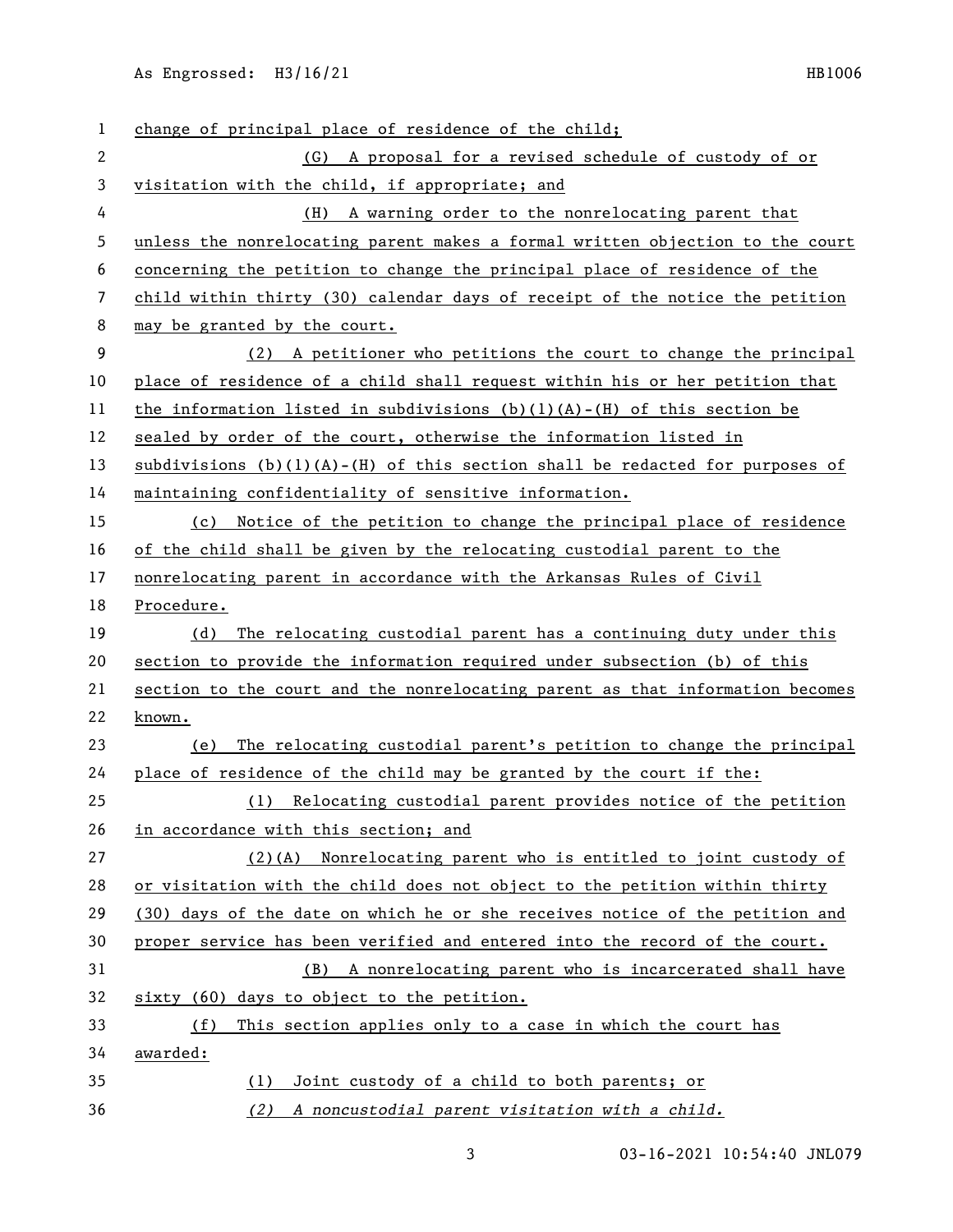change of principal place of residence of the child;

(G) A proposal for a revised schedule of custody of or visitation with the child, if appropriate; and

(H) A warning order to the nonrelocating parent that unless the nonrelocating parent makes a formal written objection to the court concerning the petition to change the principal place of residence of the child within thirty (30) calendar days of receipt of the notice the petition may be granted by the court.

(2) A petitioner who petitions the court to change the principal place of residence of a child shall request within his or her petition that the information listed in subdivisions (b)(1)(A)-(H) of this section be sealed by order of the court, otherwise the information listed in subdivisions (b)(1)(A)-(H) of this section shall be redacted for purposes of maintaining confidentiality of sensitive information.

(c) Notice of the petition to change the principal place of residence of the child shall be given by the relocating custodial parent to the nonrelocating parent in accordance with the Arkansas Rules of Civil Procedure.

(d) The relocating custodial parent has a continuing duty under this section to provide the information required under subsection (b) of this section to the court and the nonrelocating parent as that information becomes known.

(e) The relocating custodial parent's petition to change the principal place of residence of the child may be granted by the court if the:

(1) Relocating custodial parent provides notice of the petition in accordance with this section; and

(2)(A) Nonrelocating parent who is entitled to joint custody of or visitation with the child does not object to the petition within thirty (30) days of the date on which he or she receives notice of the petition and proper service has been verified and entered into the record of the court.

(B) A nonrelocating parent who is incarcerated shall have sixty (60) days to object to the petition.

(f) This section applies only to a case in which the court has awarded:

(1) Joint custody of a child to both parents; or

*(2) A noncustodial parent visitation with a child.*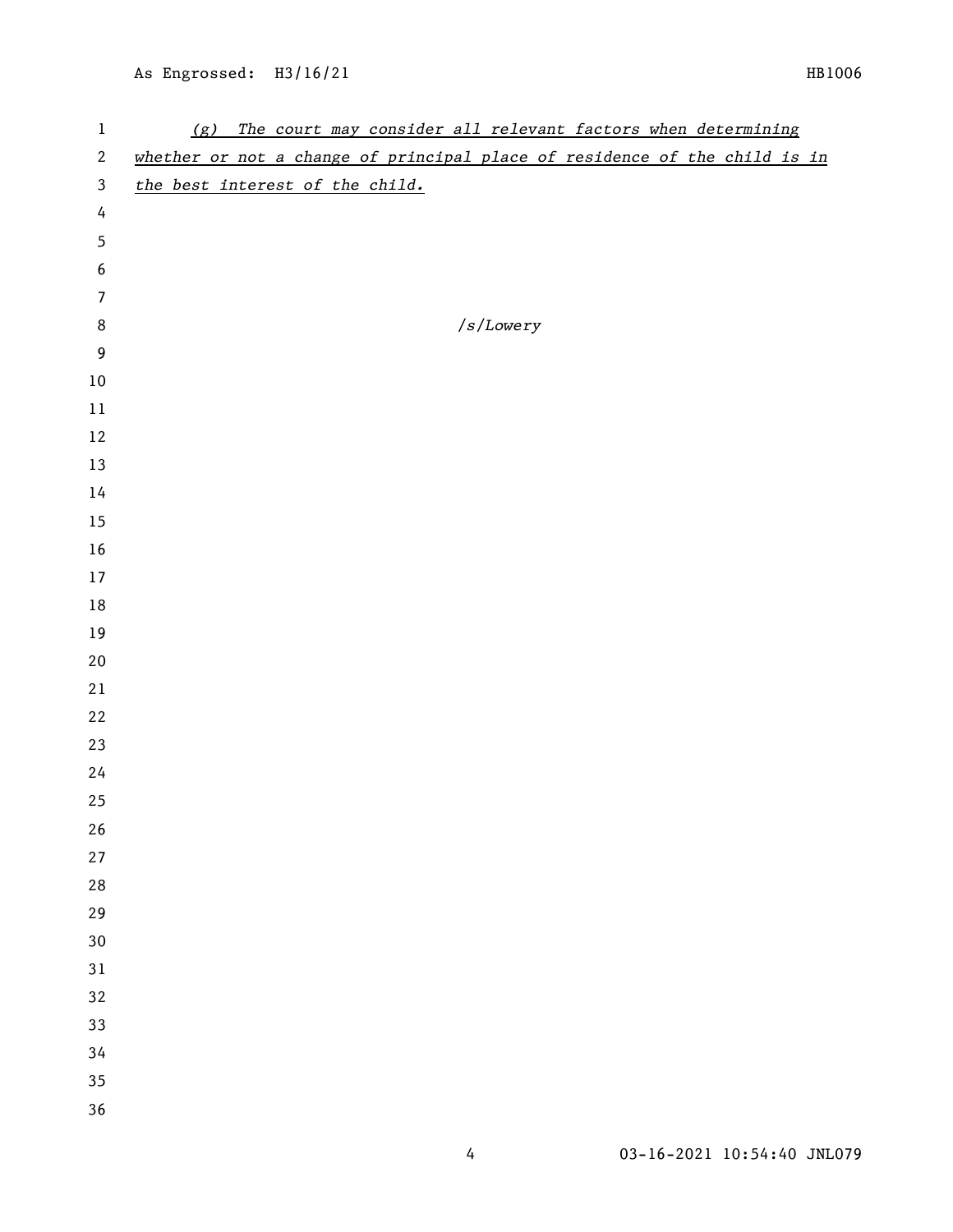*(g) The court may consider all relevant factors when determining whether or not a change of principal place of residence of the child is in the best interest of the child.*

/s/Lowery